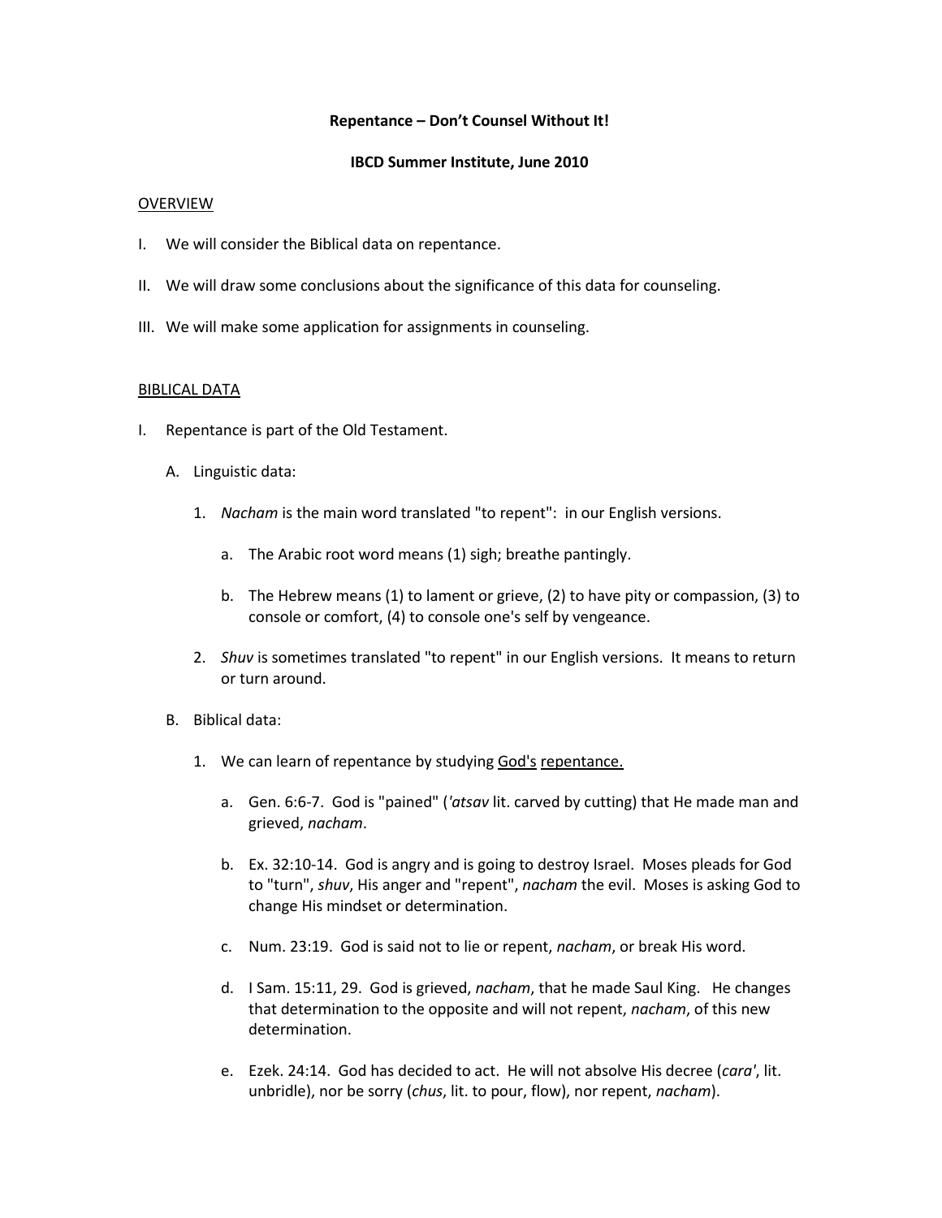**Repentance – Don't Counsel Without It!**

**IBCD Summer Institute, June 2010**

<u>OVERVIEW</u>

I. We will consider the Biblical data on repentance.

II. We will draw some conclusions about the significance of this data for counseling.

III. We will make some application for assignments in counseling.

<u>BIBLICAL DATA</u>

I. Repentance is part of the Old Testament.

   A. Linguistic data:

      1. *Nacham* is the main word translated "to repent": in our English versions.

         a. The Arabic root word means (1) sigh; breathe pantingly.

         b. The Hebrew means (1) to lament or grieve, (2) to have pity or compassion, (3) to console or comfort, (4) to console one's self by vengeance.

      2. *Shuv* is sometimes translated "to repent" in our English versions. It means to return or turn around.

   B. Biblical data:

      1. We can learn of repentance by studying <u>God's</u> <u>repentance.</u>

         a. Gen. 6:6-7. God is "pained" (*'atsav* lit. carved by cutting) that He made man and grieved, *nacham*.

         b. Ex. 32:10-14. God is angry and is going to destroy Israel. Moses pleads for God to "turn", *shuv*, His anger and "repent", *nacham* the evil. Moses is asking God to change His mindset or determination.

         c. Num. 23:19. God is said not to lie or repent, *nacham*, or break His word.

         d. I Sam. 15:11, 29. God is grieved, *nacham*, that he made Saul King. He changes that determination to the opposite and will not repent, *nacham*, of this new determination.

         e. Ezek. 24:14. God has decided to act. He will not absolve His decree (*cara'*, lit. unbridle), nor be sorry (*chus*, lit. to pour, flow), nor repent, *nacham*).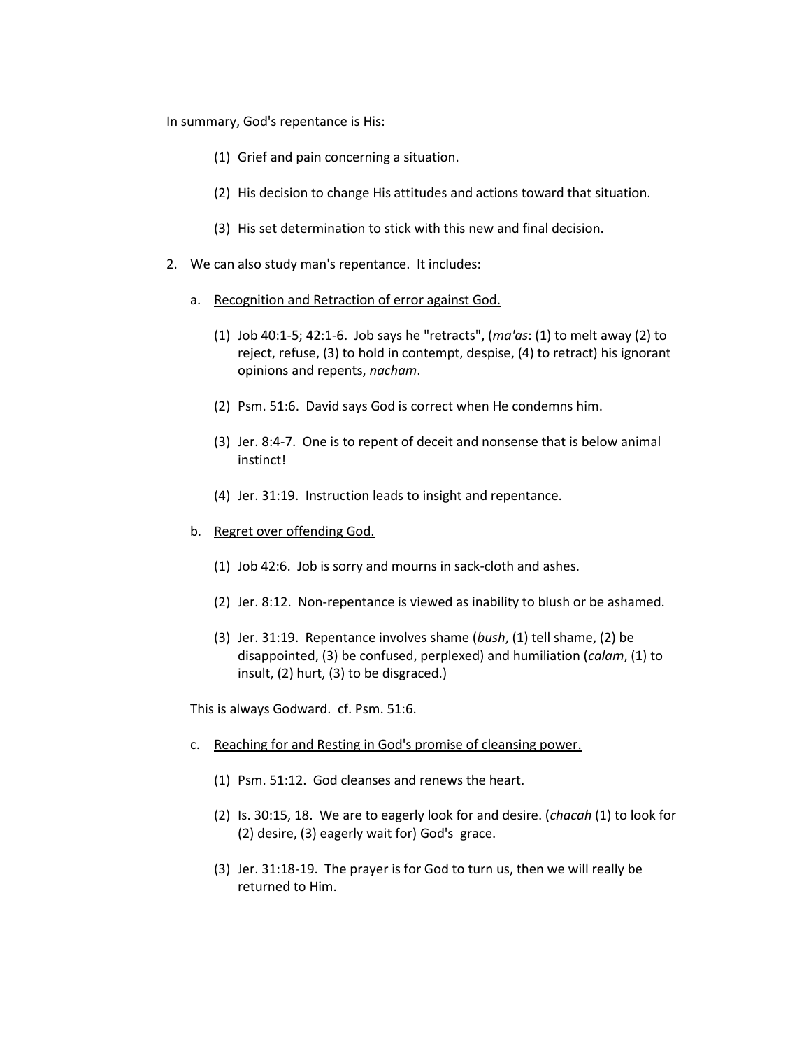In summary, God's repentance is His:

(1) Grief and pain concerning a situation.

(2) His decision to change His attitudes and actions toward that situation.

(3) His set determination to stick with this new and final decision.

2. We can also study man's repentance. It includes:

   a. <u>Recognition and Retraction of error against God.</u>

      (1) Job 40:1-5; 42:1-6. Job says he "retracts", (*ma'as*: (1) to melt away (2) to reject, refuse, (3) to hold in contempt, despise, (4) to retract) his ignorant opinions and repents, *nacham*.

      (2) Psm. 51:6. David says God is correct when He condemns him.

      (3) Jer. 8:4-7. One is to repent of deceit and nonsense that is below animal instinct!

      (4) Jer. 31:19. Instruction leads to insight and repentance.

   b. <u>Regret over offending God.</u>

      (1) Job 42:6. Job is sorry and mourns in sack-cloth and ashes.

      (2) Jer. 8:12. Non-repentance is viewed as inability to blush or be ashamed.

      (3) Jer. 31:19. Repentance involves shame (*bush*, (1) tell shame, (2) be disappointed, (3) be confused, perplexed) and humiliation (*calam*, (1) to insult, (2) hurt, (3) to be disgraced.)

   This is always Godward. cf. Psm. 51:6.

   c. <u>Reaching for and Resting in God's promise of cleansing power.</u>

      (1) Psm. 51:12. God cleanses and renews the heart.

      (2) Is. 30:15, 18. We are to eagerly look for and desire. (*chacah* (1) to look for (2) desire, (3) eagerly wait for) God's grace.

      (3) Jer. 31:18-19. The prayer is for God to turn us, then we will really be returned to Him.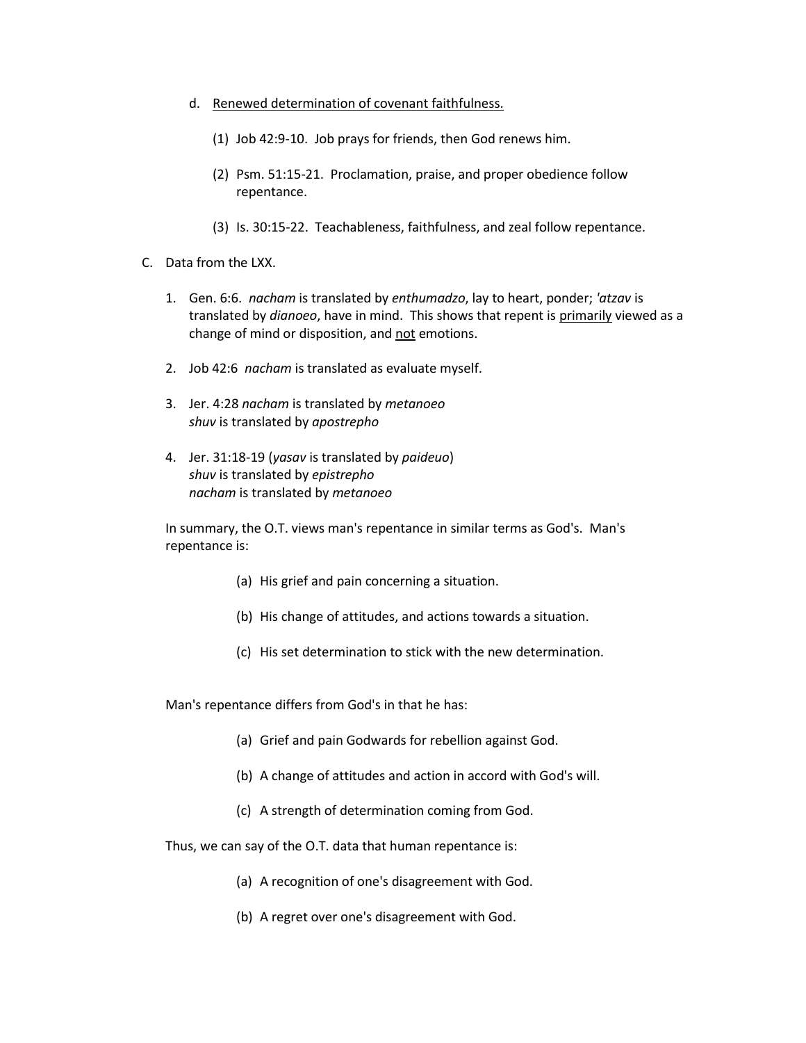d. <u>Renewed determination of covenant faithfulness.</u>

   (1) Job 42:9-10. Job prays for friends, then God renews him.

   (2) Psm. 51:15-21. Proclamation, praise, and proper obedience follow repentance.

   (3) Is. 30:15-22. Teachableness, faithfulness, and zeal follow repentance.

C. Data from the LXX.

1. Gen. 6:6. *nacham* is translated by *enthumadzo*, lay to heart, ponder; *'atzav* is translated by *dianoeo*, have in mind. This shows that repent is <u>primarily</u> viewed as a change of mind or disposition, and <u>not</u> emotions.

2. Job 42:6 *nacham* is translated as evaluate myself.

3. Jer. 4:28 *nacham* is translated by *metanoeo*
   *shuv* is translated by *apostrepho*

4. Jer. 31:18-19 (*yasav* is translated by *paideuo*)
   *shuv* is translated by *epistrepho*
   *nacham* is translated by *metanoeo*

In summary, the O.T. views man's repentance in similar terms as God's. Man's repentance is:

(a) His grief and pain concerning a situation.

(b) His change of attitudes, and actions towards a situation.

(c) His set determination to stick with the new determination.

Man's repentance differs from God's in that he has:

(a) Grief and pain Godwards for rebellion against God.

(b) A change of attitudes and action in accord with God's will.

(c) A strength of determination coming from God.

Thus, we can say of the O.T. data that human repentance is:

(a) A recognition of one's disagreement with God.

(b) A regret over one's disagreement with God.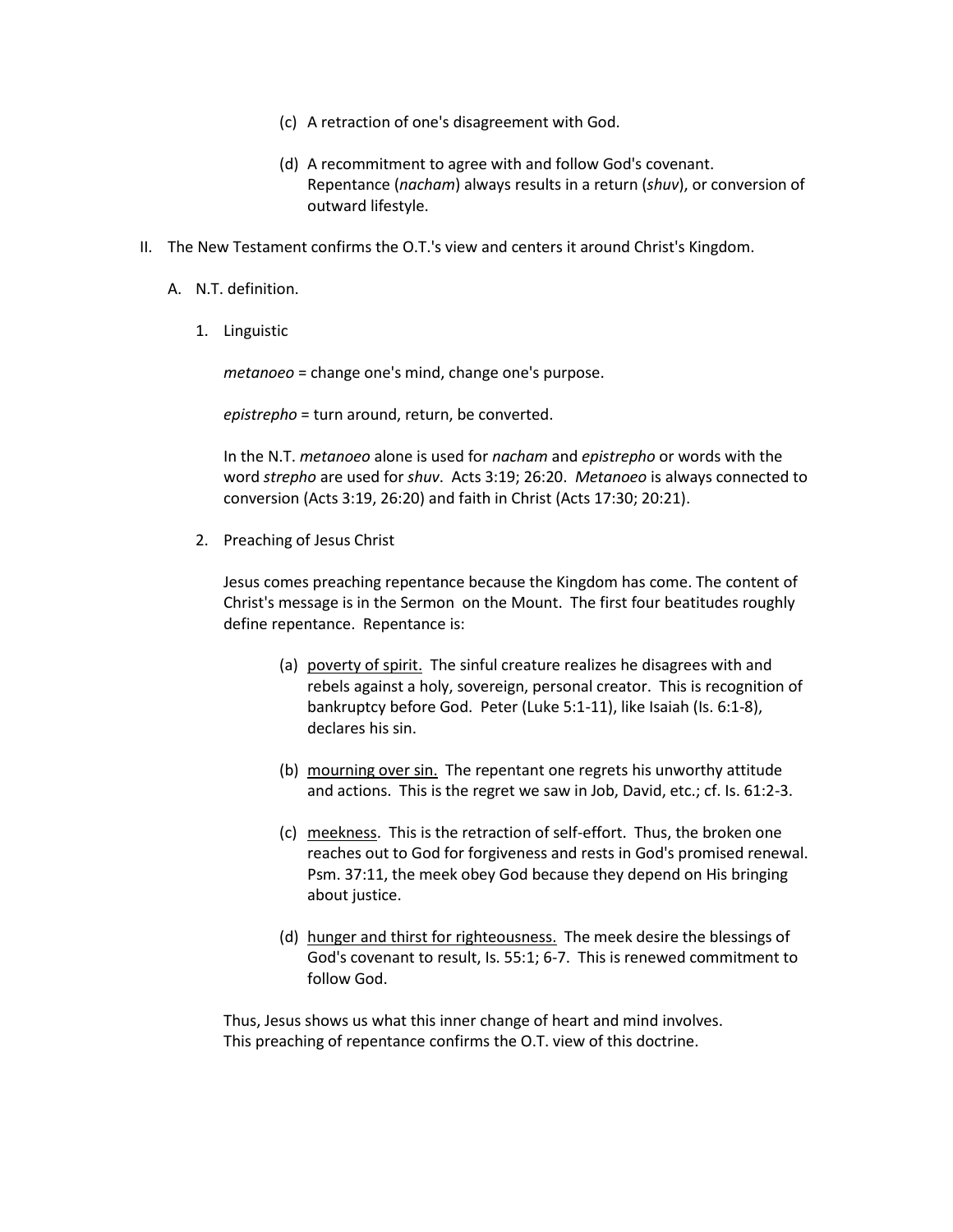(c) A retraction of one's disagreement with God.

(d) A recommitment to agree with and follow God's covenant. Repentance (*nacham*) always results in a return (*shuv*), or conversion of outward lifestyle.

II. The New Testament confirms the O.T.'s view and centers it around Christ's Kingdom.

A. N.T. definition.

1. Linguistic

*metanoeo* = change one's mind, change one's purpose.

*epistrepho* = turn around, return, be converted.

In the N.T. *metanoeo* alone is used for *nacham* and *epistrepho* or words with the word *strepho* are used for *shuv*. Acts 3:19; 26:20. *Metanoeo* is always connected to conversion (Acts 3:19, 26:20) and faith in Christ (Acts 17:30; 20:21).

2. Preaching of Jesus Christ

Jesus comes preaching repentance because the Kingdom has come. The content of Christ's message is in the Sermon on the Mount. The first four beatitudes roughly define repentance. Repentance is:

(a) <u>poverty of spirit.</u> The sinful creature realizes he disagrees with and rebels against a holy, sovereign, personal creator. This is recognition of bankruptcy before God. Peter (Luke 5:1-11), like Isaiah (Is. 6:1-8), declares his sin.

(b) <u>mourning over sin.</u> The repentant one regrets his unworthy attitude and actions. This is the regret we saw in Job, David, etc.; cf. Is. 61:2-3.

(c) <u>meekness</u>. This is the retraction of self-effort. Thus, the broken one reaches out to God for forgiveness and rests in God's promised renewal. Psm. 37:11, the meek obey God because they depend on His bringing about justice.

(d) <u>hunger and thirst for righteousness.</u> The meek desire the blessings of God's covenant to result, Is. 55:1; 6-7. This is renewed commitment to follow God.

Thus, Jesus shows us what this inner change of heart and mind involves. This preaching of repentance confirms the O.T. view of this doctrine.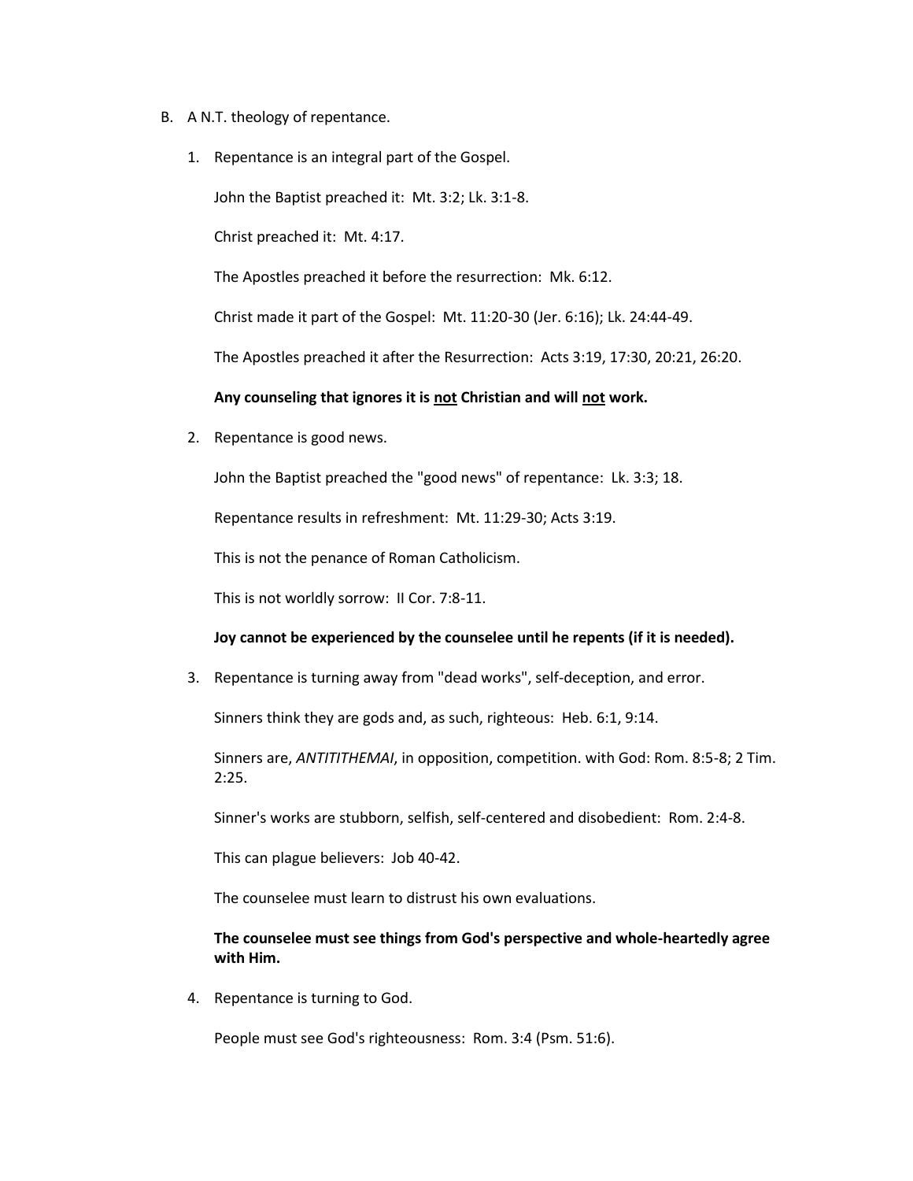B. A N.T. theology of repentance.

1. Repentance is an integral part of the Gospel.

   John the Baptist preached it:  Mt. 3:2; Lk. 3:1-8.

   Christ preached it:  Mt. 4:17.

   The Apostles preached it before the resurrection:  Mk. 6:12.

   Christ made it part of the Gospel:  Mt. 11:20-30 (Jer. 6:16); Lk. 24:44-49.

   The Apostles preached it after the Resurrection:  Acts 3:19, 17:30, 20:21, 26:20.

   **Any counseling that ignores it is <u>not</u> Christian and will <u>not</u> work.**

2. Repentance is good news.

   John the Baptist preached the "good news" of repentance:  Lk. 3:3; 18.

   Repentance results in refreshment:  Mt. 11:29-30; Acts 3:19.

   This is not the penance of Roman Catholicism.

   This is not worldly sorrow:  II Cor. 7:8-11.

   **Joy cannot be experienced by the counselee until he repents (if it is needed).**

3. Repentance is turning away from "dead works", self-deception, and error.

   Sinners think they are gods and, as such, righteous:  Heb. 6:1, 9:14.

   Sinners are, *ANTITITHEMAI*, in opposition, competition. with God: Rom. 8:5-8; 2 Tim. 2:25.

   Sinner's works are stubborn, selfish, self-centered and disobedient:  Rom. 2:4-8.

   This can plague believers:  Job 40-42.

   The counselee must learn to distrust his own evaluations.

   **The counselee must see things from God's perspective and whole-heartedly agree with Him.**

4. Repentance is turning to God.

   People must see God's righteousness:  Rom. 3:4 (Psm. 51:6).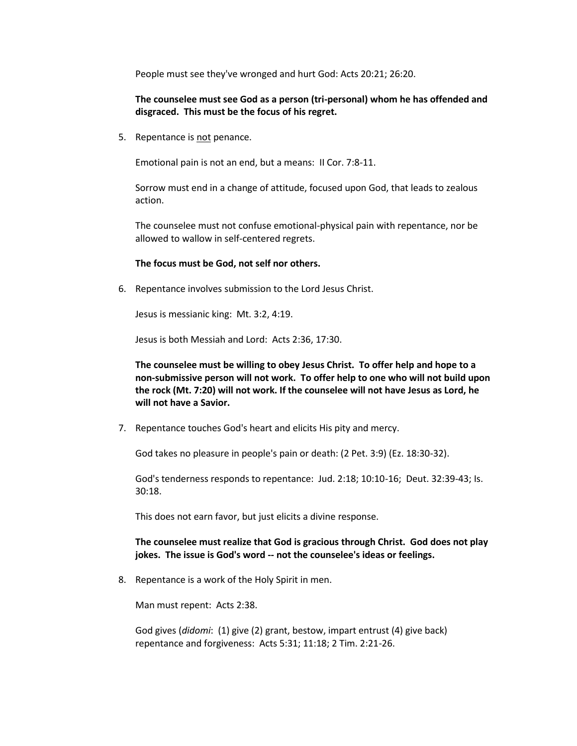People must see they've wronged and hurt God: Acts 20:21; 26:20.

**The counselee must see God as a person (tri-personal) whom he has offended and disgraced. This must be the focus of his regret.**

5. Repentance is <u>not</u> penance.

   Emotional pain is not an end, but a means: II Cor. 7:8-11.

   Sorrow must end in a change of attitude, focused upon God, that leads to zealous action.

   The counselee must not confuse emotional-physical pain with repentance, nor be allowed to wallow in self-centered regrets.

   **The focus must be God, not self nor others.**

6. Repentance involves submission to the Lord Jesus Christ.

   Jesus is messianic king: Mt. 3:2, 4:19.

   Jesus is both Messiah and Lord: Acts 2:36, 17:30.

   **The counselee must be willing to obey Jesus Christ. To offer help and hope to a non-submissive person will not work. To offer help to one who will not build upon the rock (Mt. 7:20) will not work. If the counselee will not have Jesus as Lord, he will not have a Savior.**

7. Repentance touches God's heart and elicits His pity and mercy.

   God takes no pleasure in people's pain or death: (2 Pet. 3:9) (Ez. 18:30-32).

   God's tenderness responds to repentance: Jud. 2:18; 10:10-16; Deut. 32:39-43; Is. 30:18.

   This does not earn favor, but just elicits a divine response.

   **The counselee must realize that God is gracious through Christ. God does not play jokes. The issue is God's word -- not the counselee's ideas or feelings.**

8. Repentance is a work of the Holy Spirit in men.

   Man must repent: Acts 2:38.

   God gives (*didomi*: (1) give (2) grant, bestow, impart entrust (4) give back) repentance and forgiveness: Acts 5:31; 11:18; 2 Tim. 2:21-26.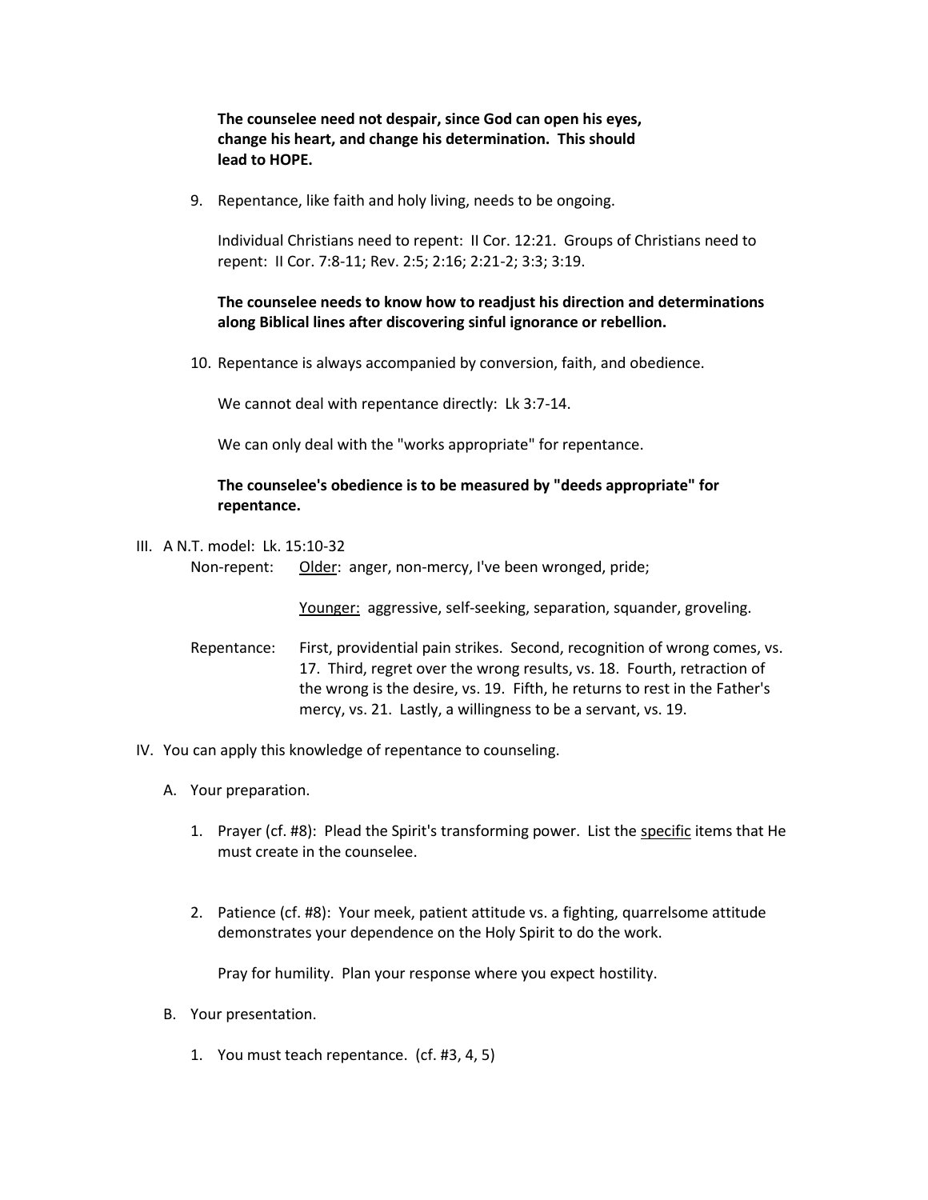**The counselee need not despair, since God can open his eyes, change his heart, and change his determination. This should lead to HOPE.**

9. Repentance, like faith and holy living, needs to be ongoing.

   Individual Christians need to repent: II Cor. 12:21. Groups of Christians need to repent: II Cor. 7:8-11; Rev. 2:5; 2:16; 2:21-2; 3:3; 3:19.

   **The counselee needs to know how to readjust his direction and determinations along Biblical lines after discovering sinful ignorance or rebellion.**

10. Repentance is always accompanied by conversion, faith, and obedience.

    We cannot deal with repentance directly: Lk 3:7-14.

    We can only deal with the "works appropriate" for repentance.

    **The counselee's obedience is to be measured by "deeds appropriate" for repentance.**

III. A N.T. model: Lk. 15:10-32

Non-repent: Older: anger, non-mercy, I've been wronged, pride;

Younger: aggressive, self-seeking, separation, squander, groveling.

Repentance: First, providential pain strikes. Second, recognition of wrong comes, vs. 17. Third, regret over the wrong results, vs. 18. Fourth, retraction of the wrong is the desire, vs. 19. Fifth, he returns to rest in the Father's mercy, vs. 21. Lastly, a willingness to be a servant, vs. 19.

IV. You can apply this knowledge of repentance to counseling.

A. Your preparation.

1. Prayer (cf. #8): Plead the Spirit's transforming power. List the specific items that He must create in the counselee.

2. Patience (cf. #8): Your meek, patient attitude vs. a fighting, quarrelsome attitude demonstrates your dependence on the Holy Spirit to do the work.

   Pray for humility. Plan your response where you expect hostility.

B. Your presentation.

1. You must teach repentance. (cf. #3, 4, 5)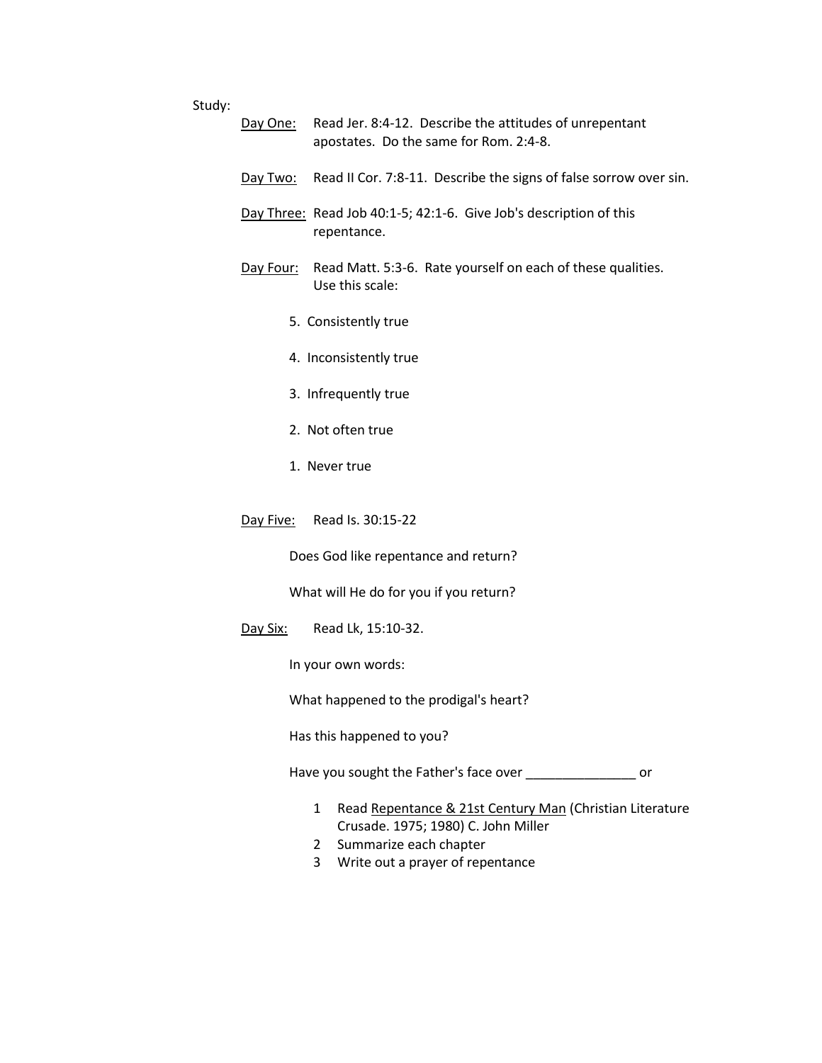Study:

<u>Day One:</u> Read Jer. 8:4-12. Describe the attitudes of unrepentant apostates. Do the same for Rom. 2:4-8.

<u>Day Two:</u> Read II Cor. 7:8-11. Describe the signs of false sorrow over sin.

<u>Day Three:</u> Read Job 40:1-5; 42:1-6. Give Job's description of this repentance.

<u>Day Four:</u> Read Matt. 5:3-6. Rate yourself on each of these qualities. Use this scale:

5. Consistently true

4. Inconsistently true

3. Infrequently true

2. Not often true

1. Never true

<u>Day Five:</u> Read Is. 30:15-22

Does God like repentance and return?

What will He do for you if you return?

<u>Day Six:</u> Read Lk, 15:10-32.

In your own words:

What happened to the prodigal's heart?

Has this happened to you?

Have you sought the Father's face over _______________ or

1 Read <u>Repentance & 21st Century Man</u> (Christian Literature Crusade. 1975; 1980) C. John Miller
2 Summarize each chapter
3 Write out a prayer of repentance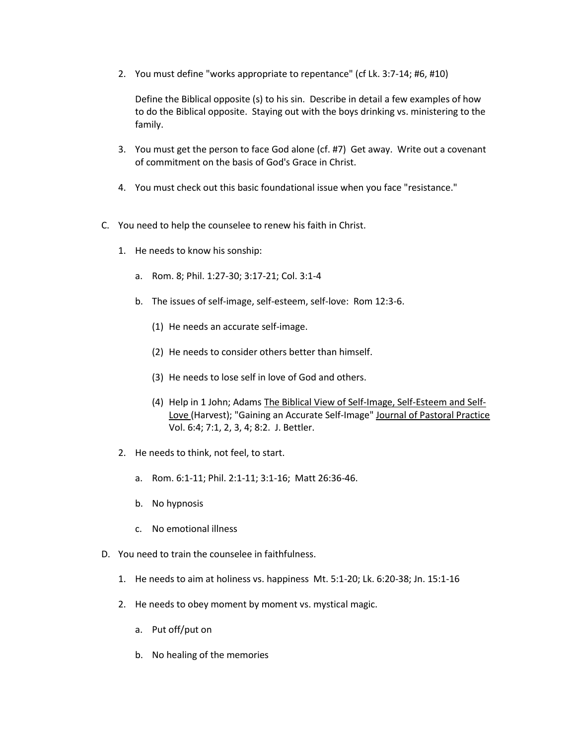2. You must define "works appropriate to repentance" (cf Lk. 3:7-14; #6, #10)

   Define the Biblical opposite (s) to his sin. Describe in detail a few examples of how to do the Biblical opposite. Staying out with the boys drinking vs. ministering to the family.

3. You must get the person to face God alone (cf. #7) Get away. Write out a covenant of commitment on the basis of God's Grace in Christ.

4. You must check out this basic foundational issue when you face "resistance."

C. You need to help the counselee to renew his faith in Christ.

   1. He needs to know his sonship:

      a. Rom. 8; Phil. 1:27-30; 3:17-21; Col. 3:1-4

      b. The issues of self-image, self-esteem, self-love: Rom 12:3-6.

         (1) He needs an accurate self-image.

         (2) He needs to consider others better than himself.

         (3) He needs to lose self in love of God and others.

         (4) Help in 1 John; Adams <u>The Biblical View of Self-Image, Self-Esteem and Self-Love</u> (Harvest); "Gaining an Accurate Self-Image" <u>Journal of Pastoral Practice</u> Vol. 6:4; 7:1, 2, 3, 4; 8:2. J. Bettler.

   2. He needs to think, not feel, to start.

      a. Rom. 6:1-11; Phil. 2:1-11; 3:1-16; Matt 26:36-46.

      b. No hypnosis

      c. No emotional illness

D. You need to train the counselee in faithfulness.

   1. He needs to aim at holiness vs. happiness Mt. 5:1-20; Lk. 6:20-38; Jn. 15:1-16

   2. He needs to obey moment by moment vs. mystical magic.

      a. Put off/put on

      b. No healing of the memories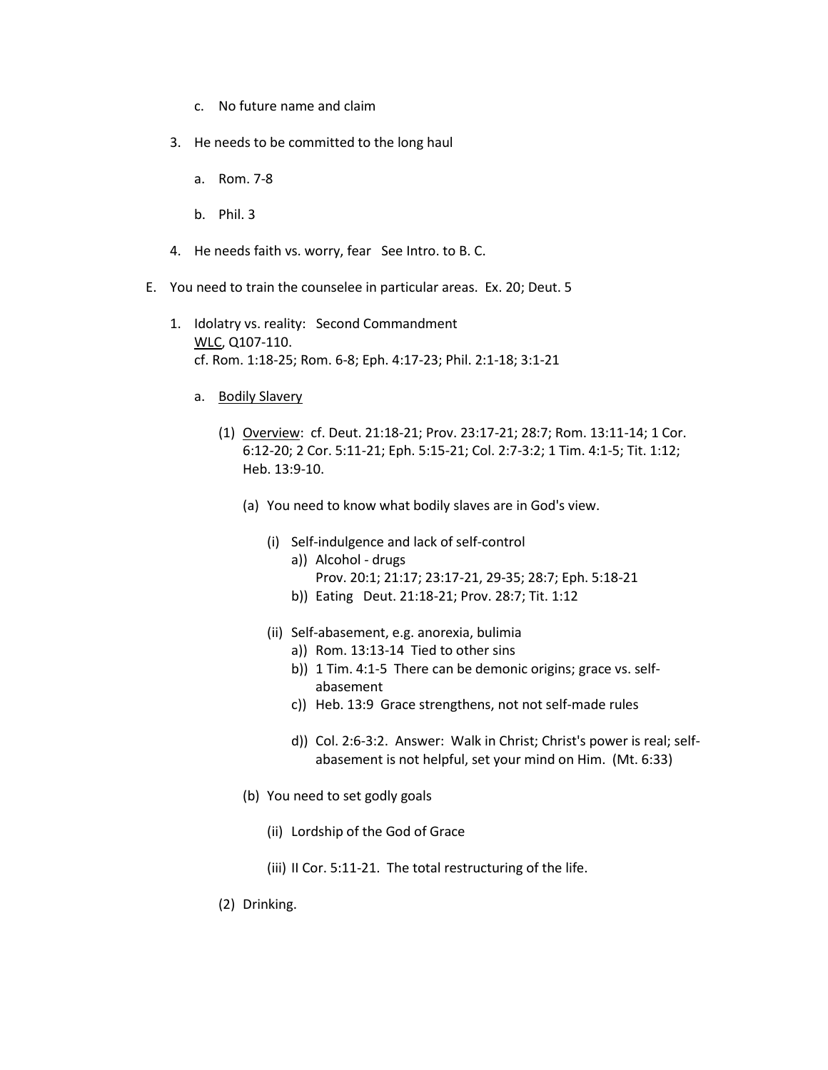c. No future name and claim

3. He needs to be committed to the long haul

    a. Rom. 7-8

    b. Phil. 3

4. He needs faith vs. worry, fear   See Intro. to B. C.

E. You need to train the counselee in particular areas.  Ex. 20; Deut. 5

1. Idolatry vs. reality:   Second Commandment
   WLC, Q107-110.
   cf. Rom. 1:18-25; Rom. 6-8; Eph. 4:17-23; Phil. 2:1-18; 3:1-21

    a. Bodily Slavery

        (1) Overview:  cf. Deut. 21:18-21; Prov. 23:17-21; 28:7; Rom. 13:11-14; 1 Cor. 6:12-20; 2 Cor. 5:11-21; Eph. 5:15-21; Col. 2:7-3:2; 1 Tim. 4:1-5; Tit. 1:12; Heb. 13:9-10.

            (a) You need to know what bodily slaves are in God's view.

                (i) Self-indulgence and lack of self-control
                    a)) Alcohol - drugs
                        Prov. 20:1; 21:17; 23:17-21, 29-35; 28:7; Eph. 5:18-21
                    b)) Eating   Deut. 21:18-21; Prov. 28:7; Tit. 1:12

                (ii) Self-abasement, e.g. anorexia, bulimia
                    a)) Rom. 13:13-14  Tied to other sins
                    b)) 1 Tim. 4:1-5  There can be demonic origins; grace vs. self-abasement
                    c)) Heb. 13:9  Grace strengthens, not not self-made rules

                    d)) Col. 2:6-3:2.  Answer:  Walk in Christ; Christ's power is real; self-abasement is not helpful, set your mind on Him.  (Mt. 6:33)

            (b) You need to set godly goals

                (ii) Lordship of the God of Grace

                (iii) II Cor. 5:11-21.  The total restructuring of the life.

        (2) Drinking.